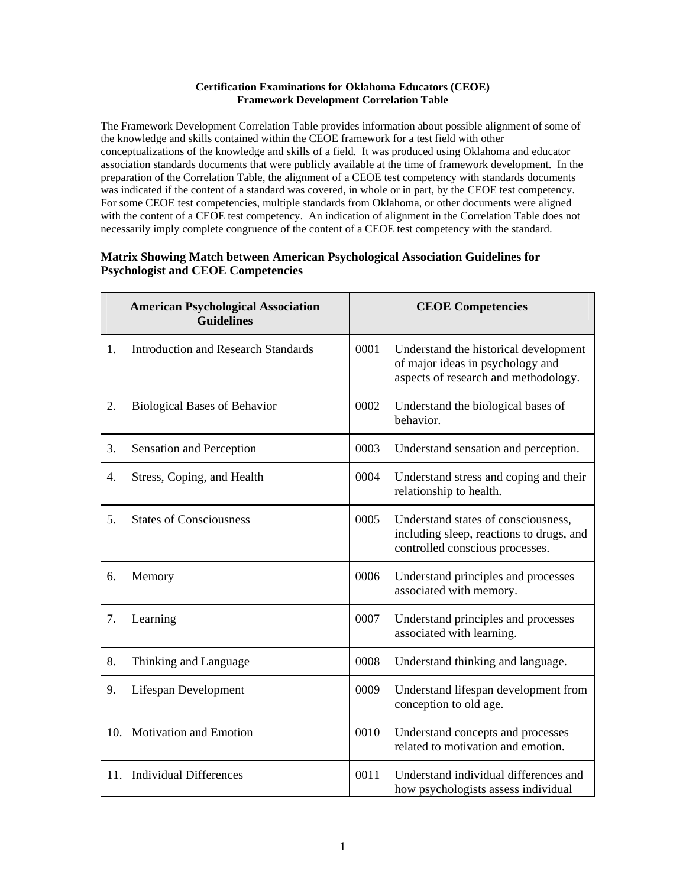**Certification Examinations for Oklahoma Educators (CEOE)**
**Framework Development Correlation Table**

The Framework Development Correlation Table provides information about possible alignment of some of the knowledge and skills contained within the CEOE framework for a test field with other conceptualizations of the knowledge and skills of a field. It was produced using Oklahoma and educator association standards documents that were publicly available at the time of framework development. In the preparation of the Correlation Table, the alignment of a CEOE test competency with standards documents was indicated if the content of a standard was covered, in whole or in part, by the CEOE test competency. For some CEOE test competencies, multiple standards from Oklahoma, or other documents were aligned with the content of a CEOE test competency. An indication of alignment in the Correlation Table does not necessarily imply complete congruence of the content of a CEOE test competency with the standard.

### Matrix Showing Match between American Psychological Association Guidelines for Psychologist and CEOE Competencies

| American Psychological Association Guidelines | CEOE Competencies |
|---|---|
| 1. Introduction and Research Standards | 0001 Understand the historical development of major ideas in psychology and aspects of research and methodology. |
| 2. Biological Bases of Behavior | 0002 Understand the biological bases of behavior. |
| 3. Sensation and Perception | 0003 Understand sensation and perception. |
| 4. Stress, Coping, and Health | 0004 Understand stress and coping and their relationship to health. |
| 5. States of Consciousness | 0005 Understand states of consciousness, including sleep, reactions to drugs, and controlled conscious processes. |
| 6. Memory | 0006 Understand principles and processes associated with memory. |
| 7. Learning | 0007 Understand principles and processes associated with learning. |
| 8. Thinking and Language | 0008 Understand thinking and language. |
| 9. Lifespan Development | 0009 Understand lifespan development from conception to old age. |
| 10. Motivation and Emotion | 0010 Understand concepts and processes related to motivation and emotion. |
| 11. Individual Differences | 0011 Understand individual differences and how psychologists assess individual |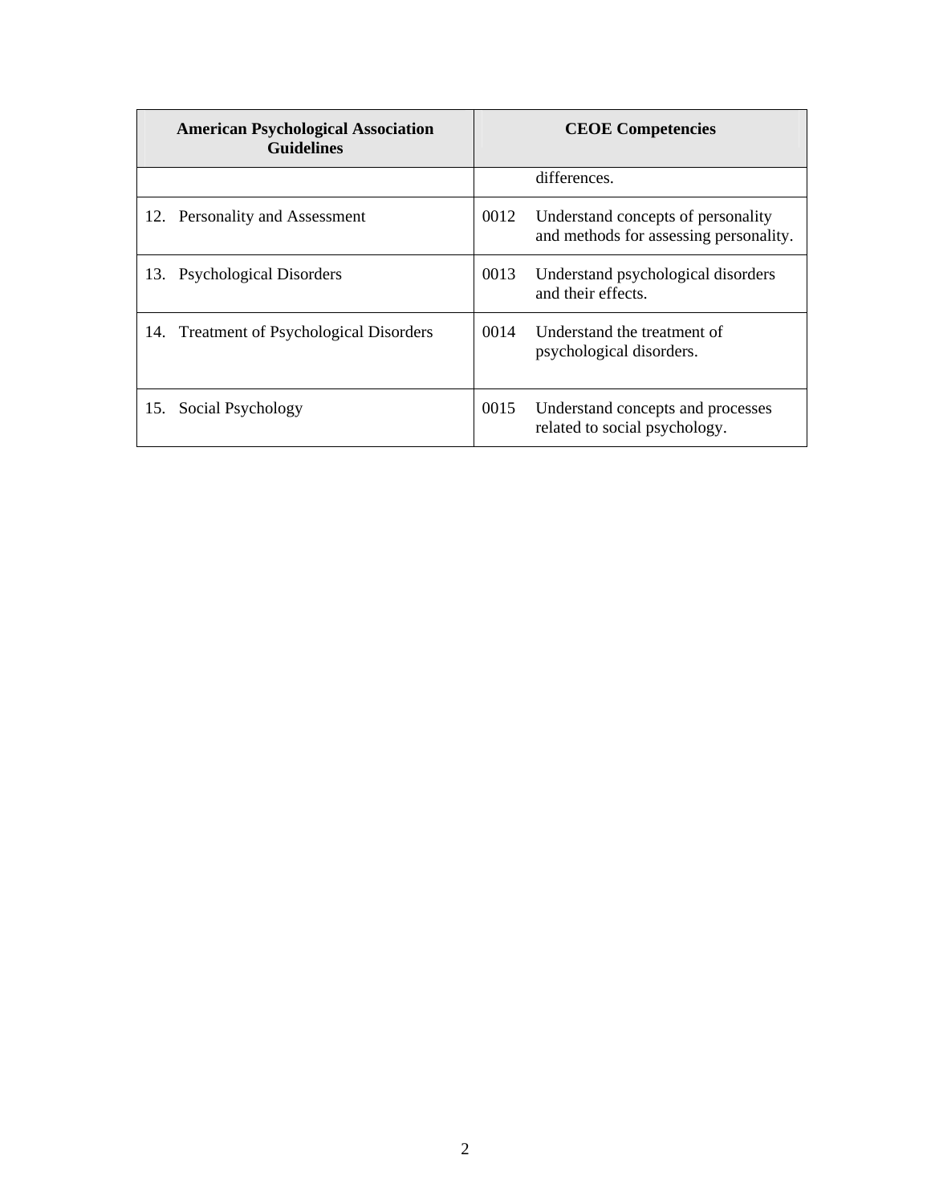| American Psychological Association Guidelines | CEOE Competencies |
| --- | --- |
| | differences. |
| 12. Personality and Assessment | 0012 Understand concepts of personality and methods for assessing personality. |
| 13. Psychological Disorders | 0013 Understand psychological disorders and their effects. |
| 14. Treatment of Psychological Disorders | 0014 Understand the treatment of psychological disorders. |
| 15. Social Psychology | 0015 Understand concepts and processes related to social psychology. |